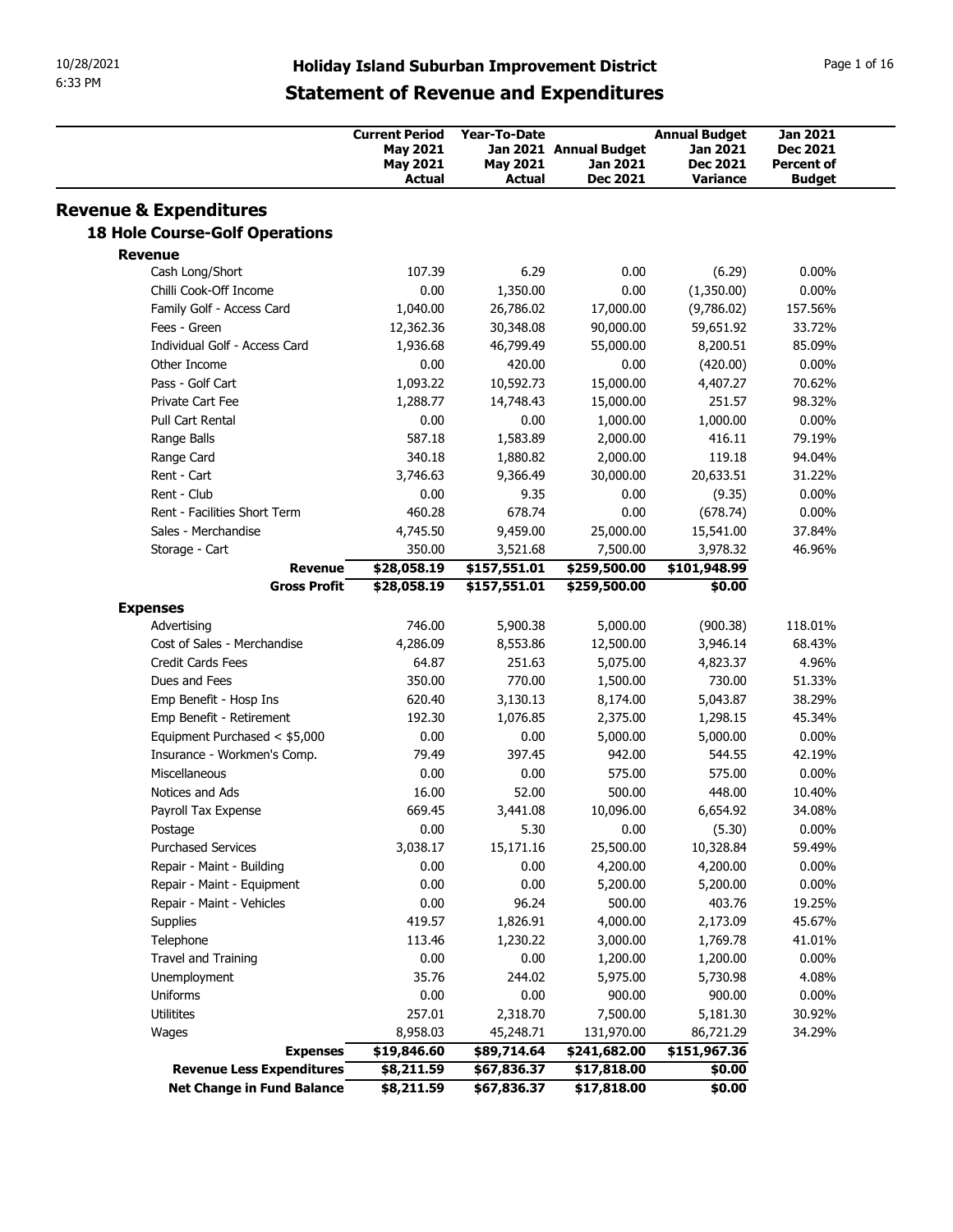10/28/2021
6:33 PM

# Holiday Island Suburban Improvement District

## Statement of Revenue and Expenditures

| | Current Period May 2021 May 2021 Actual | Year-To-Date Jan 2021 May 2021 Actual | Annual Budget Jan 2021 Dec 2021 | Annual Budget Jan 2021 Dec 2021 Variance | Jan 2021 Dec 2021 Percent of Budget |
|---|---|---|---|---|---|
| **Revenue & Expenditures** | | | | | |
| **18 Hole Course-Golf Operations** | | | | | |
| **Revenue** | | | | | |
| Cash Long/Short | 107.39 | 6.29 | 0.00 | (6.29) | 0.00% |
| Chilli Cook-Off Income | 0.00 | 1,350.00 | 0.00 | (1,350.00) | 0.00% |
| Family Golf - Access Card | 1,040.00 | 26,786.02 | 17,000.00 | (9,786.02) | 157.56% |
| Fees - Green | 12,362.36 | 30,348.08 | 90,000.00 | 59,651.92 | 33.72% |
| Individual Golf - Access Card | 1,936.68 | 46,799.49 | 55,000.00 | 8,200.51 | 85.09% |
| Other Income | 0.00 | 420.00 | 0.00 | (420.00) | 0.00% |
| Pass - Golf Cart | 1,093.22 | 10,592.73 | 15,000.00 | 4,407.27 | 70.62% |
| Private Cart Fee | 1,288.77 | 14,748.43 | 15,000.00 | 251.57 | 98.32% |
| Pull Cart Rental | 0.00 | 0.00 | 1,000.00 | 1,000.00 | 0.00% |
| Range Balls | 587.18 | 1,583.89 | 2,000.00 | 416.11 | 79.19% |
| Range Card | 340.18 | 1,880.82 | 2,000.00 | 119.18 | 94.04% |
| Rent - Cart | 3,746.63 | 9,366.49 | 30,000.00 | 20,633.51 | 31.22% |
| Rent - Club | 0.00 | 9.35 | 0.00 | (9.35) | 0.00% |
| Rent - Facilities Short Term | 460.28 | 678.74 | 0.00 | (678.74) | 0.00% |
| Sales - Merchandise | 4,745.50 | 9,459.00 | 25,000.00 | 15,541.00 | 37.84% |
| Storage - Cart | 350.00 | 3,521.68 | 7,500.00 | 3,978.32 | 46.96% |
| **Revenue** | **$28,058.19** | **$157,551.01** | **$259,500.00** | **$101,948.99** | |
| **Gross Profit** | **$28,058.19** | **$157,551.01** | **$259,500.00** | **$0.00** | |
| **Expenses** | | | | | |
| Advertising | 746.00 | 5,900.38 | 5,000.00 | (900.38) | 118.01% |
| Cost of Sales - Merchandise | 4,286.09 | 8,553.86 | 12,500.00 | 3,946.14 | 68.43% |
| Credit Cards Fees | 64.87 | 251.63 | 5,075.00 | 4,823.37 | 4.96% |
| Dues and Fees | 350.00 | 770.00 | 1,500.00 | 730.00 | 51.33% |
| Emp Benefit - Hosp Ins | 620.40 | 3,130.13 | 8,174.00 | 5,043.87 | 38.29% |
| Emp Benefit - Retirement | 192.30 | 1,076.85 | 2,375.00 | 1,298.15 | 45.34% |
| Equipment Purchased < $5,000 | 0.00 | 0.00 | 5,000.00 | 5,000.00 | 0.00% |
| Insurance - Workmen's Comp. | 79.49 | 397.45 | 942.00 | 544.55 | 42.19% |
| Miscellaneous | 0.00 | 0.00 | 575.00 | 575.00 | 0.00% |
| Notices and Ads | 16.00 | 52.00 | 500.00 | 448.00 | 10.40% |
| Payroll Tax Expense | 669.45 | 3,441.08 | 10,096.00 | 6,654.92 | 34.08% |
| Postage | 0.00 | 5.30 | 0.00 | (5.30) | 0.00% |
| Purchased Services | 3,038.17 | 15,171.16 | 25,500.00 | 10,328.84 | 59.49% |
| Repair - Maint - Building | 0.00 | 0.00 | 4,200.00 | 4,200.00 | 0.00% |
| Repair - Maint - Equipment | 0.00 | 0.00 | 5,200.00 | 5,200.00 | 0.00% |
| Repair - Maint - Vehicles | 0.00 | 96.24 | 500.00 | 403.76 | 19.25% |
| Supplies | 419.57 | 1,826.91 | 4,000.00 | 2,173.09 | 45.67% |
| Telephone | 113.46 | 1,230.22 | 3,000.00 | 1,769.78 | 41.01% |
| Travel and Training | 0.00 | 0.00 | 1,200.00 | 1,200.00 | 0.00% |
| Unemployment | 35.76 | 244.02 | 5,975.00 | 5,730.98 | 4.08% |
| Uniforms | 0.00 | 0.00 | 900.00 | 900.00 | 0.00% |
| Utilitites | 257.01 | 2,318.70 | 7,500.00 | 5,181.30 | 30.92% |
| Wages | 8,958.03 | 45,248.71 | 131,970.00 | 86,721.29 | 34.29% |
| **Expenses** | **$19,846.60** | **$89,714.64** | **$241,682.00** | **$151,967.36** | |
| **Revenue Less Expenditures** | **$8,211.59** | **$67,836.37** | **$17,818.00** | **$0.00** | |
| **Net Change in Fund Balance** | **$8,211.59** | **$67,836.37** | **$17,818.00** | **$0.00** | |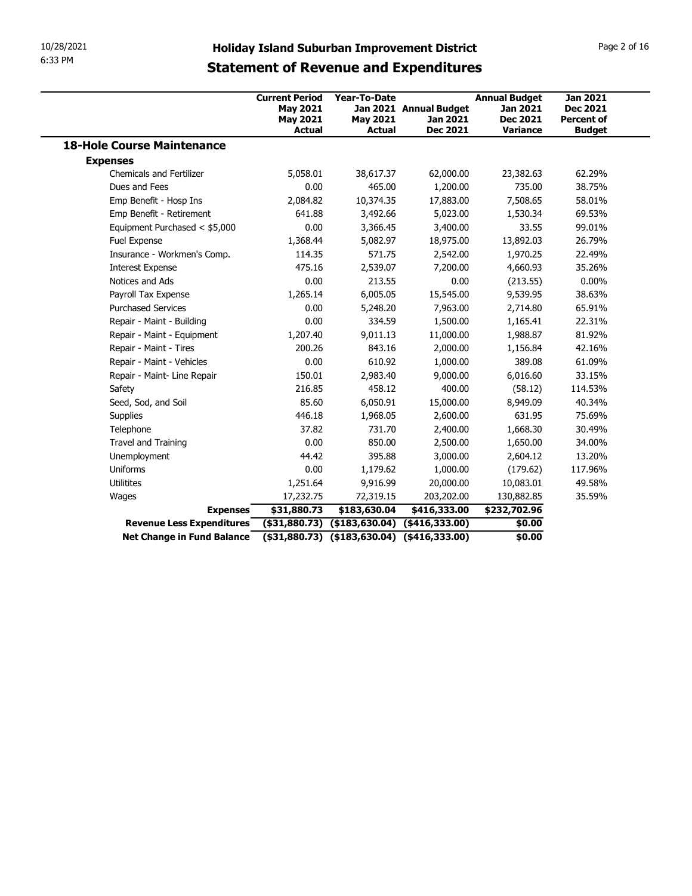# Holiday Island Suburban Improvement District

## Statement of Revenue and Expenditures

| | Current Period May 2021 May 2021 Actual | Year-To-Date Jan 2021 May 2021 Actual | Annual Budget Jan 2021 Dec 2021 | Annual Budget Jan 2021 Dec 2021 Variance | Jan 2021 Dec 2021 Percent of Budget |
|---|---|---|---|---|---|
| **18-Hole Course Maintenance** | | | | | |
| **Expenses** | | | | | |
| Chemicals and Fertilizer | 5,058.01 | 38,617.37 | 62,000.00 | 23,382.63 | 62.29% |
| Dues and Fees | 0.00 | 465.00 | 1,200.00 | 735.00 | 38.75% |
| Emp Benefit - Hosp Ins | 2,084.82 | 10,374.35 | 17,883.00 | 7,508.65 | 58.01% |
| Emp Benefit - Retirement | 641.88 | 3,492.66 | 5,023.00 | 1,530.34 | 69.53% |
| Equipment Purchased < $5,000 | 0.00 | 3,366.45 | 3,400.00 | 33.55 | 99.01% |
| Fuel Expense | 1,368.44 | 5,082.97 | 18,975.00 | 13,892.03 | 26.79% |
| Insurance - Workmen's Comp. | 114.35 | 571.75 | 2,542.00 | 1,970.25 | 22.49% |
| Interest Expense | 475.16 | 2,539.07 | 7,200.00 | 4,660.93 | 35.26% |
| Notices and Ads | 0.00 | 213.55 | 0.00 | (213.55) | 0.00% |
| Payroll Tax Expense | 1,265.14 | 6,005.05 | 15,545.00 | 9,539.95 | 38.63% |
| Purchased Services | 0.00 | 5,248.20 | 7,963.00 | 2,714.80 | 65.91% |
| Repair - Maint - Building | 0.00 | 334.59 | 1,500.00 | 1,165.41 | 22.31% |
| Repair - Maint - Equipment | 1,207.40 | 9,011.13 | 11,000.00 | 1,988.87 | 81.92% |
| Repair - Maint - Tires | 200.26 | 843.16 | 2,000.00 | 1,156.84 | 42.16% |
| Repair - Maint - Vehicles | 0.00 | 610.92 | 1,000.00 | 389.08 | 61.09% |
| Repair - Maint- Line Repair | 150.01 | 2,983.40 | 9,000.00 | 6,016.60 | 33.15% |
| Safety | 216.85 | 458.12 | 400.00 | (58.12) | 114.53% |
| Seed, Sod, and Soil | 85.60 | 6,050.91 | 15,000.00 | 8,949.09 | 40.34% |
| Supplies | 446.18 | 1,968.05 | 2,600.00 | 631.95 | 75.69% |
| Telephone | 37.82 | 731.70 | 2,400.00 | 1,668.30 | 30.49% |
| Travel and Training | 0.00 | 850.00 | 2,500.00 | 1,650.00 | 34.00% |
| Unemployment | 44.42 | 395.88 | 3,000.00 | 2,604.12 | 13.20% |
| Uniforms | 0.00 | 1,179.62 | 1,000.00 | (179.62) | 117.96% |
| Utilitites | 1,251.64 | 9,916.99 | 20,000.00 | 10,083.01 | 49.58% |
| Wages | 17,232.75 | 72,319.15 | 203,202.00 | 130,882.85 | 35.59% |
| **Expenses** | **$31,880.73** | **$183,630.04** | **$416,333.00** | **$232,702.96** | |
| **Revenue Less Expenditures** | **($31,880.73)** | **($183,630.04)** | **($416,333.00)** | **$0.00** | |
| **Net Change in Fund Balance** | **($31,880.73)** | **($183,630.04)** | **($416,333.00)** | **$0.00** | |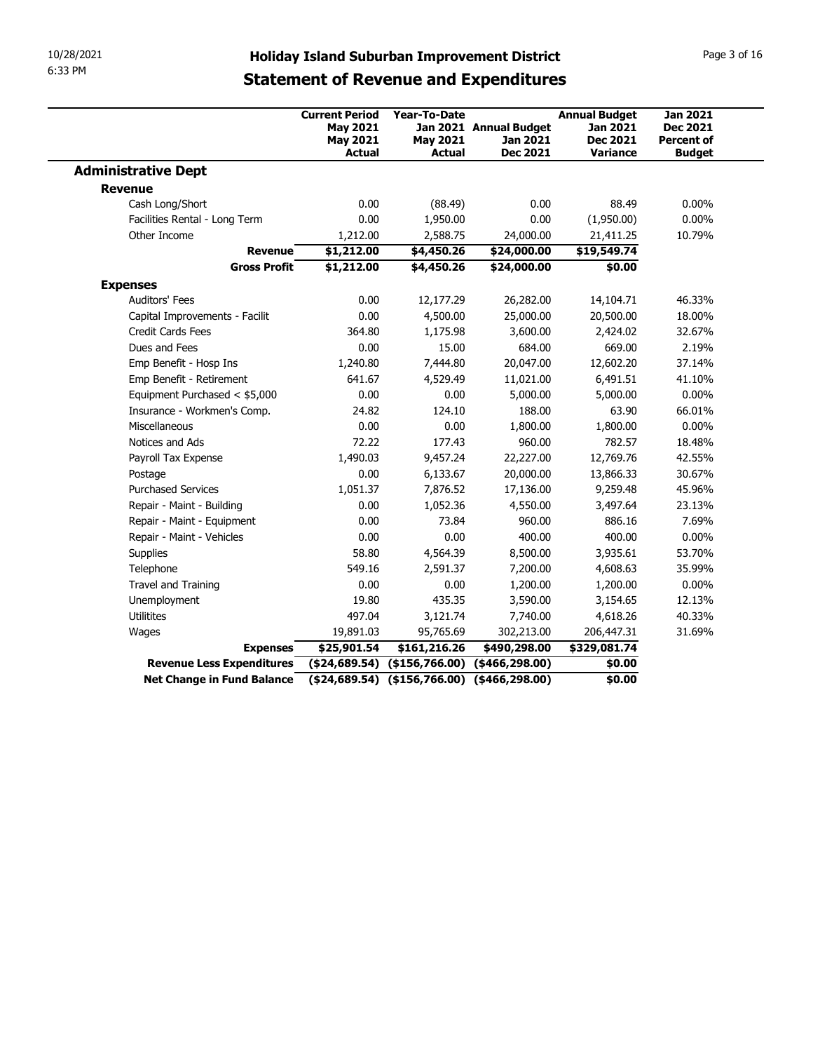# Holiday Island Suburban Improvement District

## Statement of Revenue and Expenditures

| | Current Period May 2021 May 2021 Actual | Year-To-Date Jan 2021 May 2021 Actual | Annual Budget Jan 2021 Dec 2021 | Annual Budget Jan 2021 Dec 2021 Variance | Jan 2021 Dec 2021 Percent of Budget |
|---|---|---|---|---|---|
| **Administrative Dept** | | | | | |
| **Revenue** | | | | | |
| Cash Long/Short | 0.00 | (88.49) | 0.00 | 88.49 | 0.00% |
| Facilities Rental - Long Term | 0.00 | 1,950.00 | 0.00 | (1,950.00) | 0.00% |
| Other Income | 1,212.00 | 2,588.75 | 24,000.00 | 21,411.25 | 10.79% |
| **Revenue** | **$1,212.00** | **$4,450.26** | **$24,000.00** | **$19,549.74** | |
| **Gross Profit** | **$1,212.00** | **$4,450.26** | **$24,000.00** | **$0.00** | |
| **Expenses** | | | | | |
| Auditors' Fees | 0.00 | 12,177.29 | 26,282.00 | 14,104.71 | 46.33% |
| Capital Improvements - Facilit | 0.00 | 4,500.00 | 25,000.00 | 20,500.00 | 18.00% |
| Credit Cards Fees | 364.80 | 1,175.98 | 3,600.00 | 2,424.02 | 32.67% |
| Dues and Fees | 0.00 | 15.00 | 684.00 | 669.00 | 2.19% |
| Emp Benefit - Hosp Ins | 1,240.80 | 7,444.80 | 20,047.00 | 12,602.20 | 37.14% |
| Emp Benefit - Retirement | 641.67 | 4,529.49 | 11,021.00 | 6,491.51 | 41.10% |
| Equipment Purchased < $5,000 | 0.00 | 0.00 | 5,000.00 | 5,000.00 | 0.00% |
| Insurance - Workmen's Comp. | 24.82 | 124.10 | 188.00 | 63.90 | 66.01% |
| Miscellaneous | 0.00 | 0.00 | 1,800.00 | 1,800.00 | 0.00% |
| Notices and Ads | 72.22 | 177.43 | 960.00 | 782.57 | 18.48% |
| Payroll Tax Expense | 1,490.03 | 9,457.24 | 22,227.00 | 12,769.76 | 42.55% |
| Postage | 0.00 | 6,133.67 | 20,000.00 | 13,866.33 | 30.67% |
| Purchased Services | 1,051.37 | 7,876.52 | 17,136.00 | 9,259.48 | 45.96% |
| Repair - Maint - Building | 0.00 | 1,052.36 | 4,550.00 | 3,497.64 | 23.13% |
| Repair - Maint - Equipment | 0.00 | 73.84 | 960.00 | 886.16 | 7.69% |
| Repair - Maint - Vehicles | 0.00 | 0.00 | 400.00 | 400.00 | 0.00% |
| Supplies | 58.80 | 4,564.39 | 8,500.00 | 3,935.61 | 53.70% |
| Telephone | 549.16 | 2,591.37 | 7,200.00 | 4,608.63 | 35.99% |
| Travel and Training | 0.00 | 0.00 | 1,200.00 | 1,200.00 | 0.00% |
| Unemployment | 19.80 | 435.35 | 3,590.00 | 3,154.65 | 12.13% |
| Utilitites | 497.04 | 3,121.74 | 7,740.00 | 4,618.26 | 40.33% |
| Wages | 19,891.03 | 95,765.69 | 302,213.00 | 206,447.31 | 31.69% |
| **Expenses** | **$25,901.54** | **$161,216.26** | **$490,298.00** | **$329,081.74** | |
| **Revenue Less Expenditures** | **($24,689.54)** | **($156,766.00)** | **($466,298.00)** | **$0.00** | |
| **Net Change in Fund Balance** | **($24,689.54)** | **($156,766.00)** | **($466,298.00)** | **$0.00** | |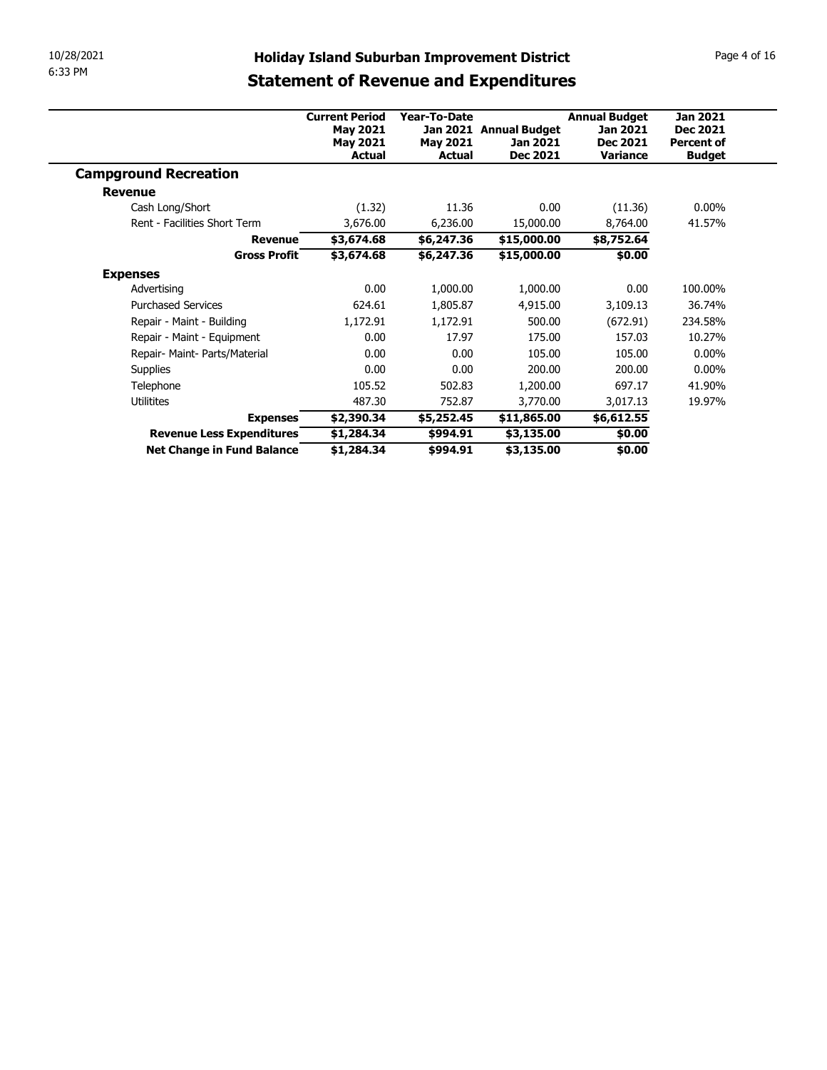# Holiday Island Suburban Improvement District

## Statement of Revenue and Expenditures

| | Current Period May 2021 May 2021 Actual | Year-To-Date Jan 2021 May 2021 Actual | Annual Budget Jan 2021 Dec 2021 | Annual Budget Jan 2021 Dec 2021 Variance | Jan 2021 Dec 2021 Percent of Budget |
|---|---|---|---|---|---|
| **Campground Recreation** | | | | | |
| **Revenue** | | | | | |
| Cash Long/Short | (1.32) | 11.36 | 0.00 | (11.36) | 0.00% |
| Rent - Facilities Short Term | 3,676.00 | 6,236.00 | 15,000.00 | 8,764.00 | 41.57% |
| **Revenue** | **$3,674.68** | **$6,247.36** | **$15,000.00** | **$8,752.64** | |
| **Gross Profit** | **$3,674.68** | **$6,247.36** | **$15,000.00** | **$0.00** | |
| **Expenses** | | | | | |
| Advertising | 0.00 | 1,000.00 | 1,000.00 | 0.00 | 100.00% |
| Purchased Services | 624.61 | 1,805.87 | 4,915.00 | 3,109.13 | 36.74% |
| Repair - Maint - Building | 1,172.91 | 1,172.91 | 500.00 | (672.91) | 234.58% |
| Repair - Maint - Equipment | 0.00 | 17.97 | 175.00 | 157.03 | 10.27% |
| Repair- Maint- Parts/Material | 0.00 | 0.00 | 105.00 | 105.00 | 0.00% |
| Supplies | 0.00 | 0.00 | 200.00 | 200.00 | 0.00% |
| Telephone | 105.52 | 502.83 | 1,200.00 | 697.17 | 41.90% |
| Utilitites | 487.30 | 752.87 | 3,770.00 | 3,017.13 | 19.97% |
| **Expenses** | **$2,390.34** | **$5,252.45** | **$11,865.00** | **$6,612.55** | |
| **Revenue Less Expenditures** | **$1,284.34** | **$994.91** | **$3,135.00** | **$0.00** | |
| **Net Change in Fund Balance** | **$1,284.34** | **$994.91** | **$3,135.00** | **$0.00** | |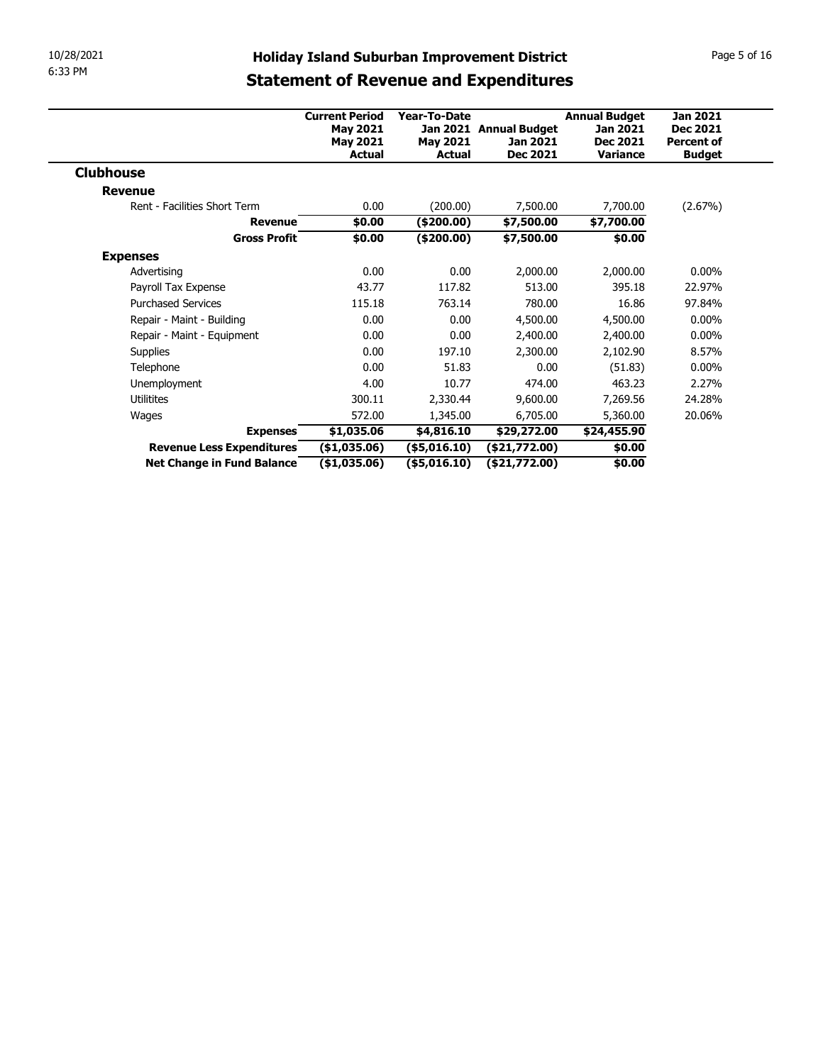# Holiday Island Suburban Improvement District

## Statement of Revenue and Expenditures

| | Current Period May 2021 May 2021 Actual | Year-To-Date Jan 2021 May 2021 Actual | Annual Budget Jan 2021 Dec 2021 | Annual Budget Jan 2021 Dec 2021 Variance | Jan 2021 Dec 2021 Percent of Budget |
|---|---|---|---|---|---|
| **Clubhouse** | | | | | |
| **Revenue** | | | | | |
| Rent - Facilities Short Term | 0.00 | (200.00) | 7,500.00 | 7,700.00 | (2.67%) |
| **Revenue** | **$0.00** | **($200.00)** | **$7,500.00** | **$7,700.00** | |
| **Gross Profit** | **$0.00** | **($200.00)** | **$7,500.00** | **$0.00** | |
| **Expenses** | | | | | |
| Advertising | 0.00 | 0.00 | 2,000.00 | 2,000.00 | 0.00% |
| Payroll Tax Expense | 43.77 | 117.82 | 513.00 | 395.18 | 22.97% |
| Purchased Services | 115.18 | 763.14 | 780.00 | 16.86 | 97.84% |
| Repair - Maint - Building | 0.00 | 0.00 | 4,500.00 | 4,500.00 | 0.00% |
| Repair - Maint - Equipment | 0.00 | 0.00 | 2,400.00 | 2,400.00 | 0.00% |
| Supplies | 0.00 | 197.10 | 2,300.00 | 2,102.90 | 8.57% |
| Telephone | 0.00 | 51.83 | 0.00 | (51.83) | 0.00% |
| Unemployment | 4.00 | 10.77 | 474.00 | 463.23 | 2.27% |
| Utilitites | 300.11 | 2,330.44 | 9,600.00 | 7,269.56 | 24.28% |
| Wages | 572.00 | 1,345.00 | 6,705.00 | 5,360.00 | 20.06% |
| **Expenses** | **$1,035.06** | **$4,816.10** | **$29,272.00** | **$24,455.90** | |
| **Revenue Less Expenditures** | **($1,035.06)** | **($5,016.10)** | **($21,772.00)** | **$0.00** | |
| **Net Change in Fund Balance** | **($1,035.06)** | **($5,016.10)** | **($21,772.00)** | **$0.00** | |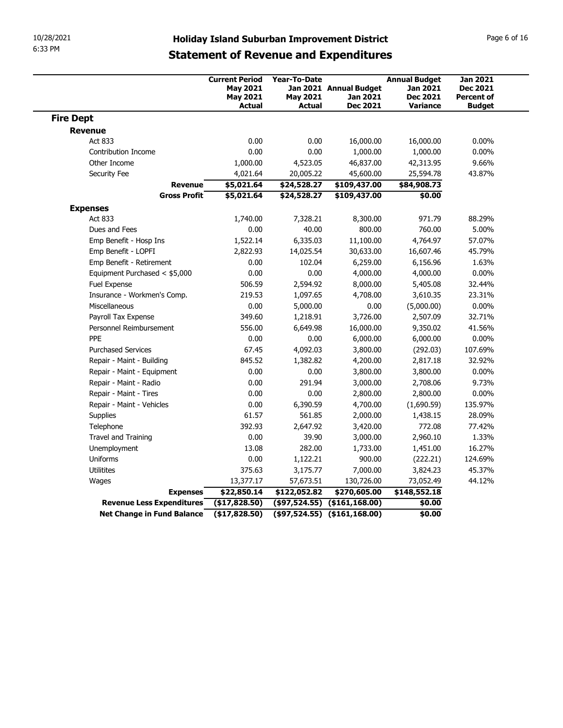# Holiday Island Suburban Improvement District

## Statement of Revenue and Expenditures

| | Current Period May 2021 May 2021 Actual | Year-To-Date Jan 2021 May 2021 Actual | Annual Budget Jan 2021 Dec 2021 | Annual Budget Jan 2021 Dec 2021 Variance | Jan 2021 Dec 2021 Percent of Budget |
|---|---|---|---|---|---|
| **Fire Dept** | | | | | |
| **Revenue** | | | | | |
| Act 833 | 0.00 | 0.00 | 16,000.00 | 16,000.00 | 0.00% |
| Contribution Income | 0.00 | 0.00 | 1,000.00 | 1,000.00 | 0.00% |
| Other Income | 1,000.00 | 4,523.05 | 46,837.00 | 42,313.95 | 9.66% |
| Security Fee | 4,021.64 | 20,005.22 | 45,600.00 | 25,594.78 | 43.87% |
| **Revenue** | **$5,021.64** | **$24,528.27** | **$109,437.00** | **$84,908.73** | |
| **Gross Profit** | **$5,021.64** | **$24,528.27** | **$109,437.00** | **$0.00** | |
| **Expenses** | | | | | |
| Act 833 | 1,740.00 | 7,328.21 | 8,300.00 | 971.79 | 88.29% |
| Dues and Fees | 0.00 | 40.00 | 800.00 | 760.00 | 5.00% |
| Emp Benefit - Hosp Ins | 1,522.14 | 6,335.03 | 11,100.00 | 4,764.97 | 57.07% |
| Emp Benefit - LOPFI | 2,822.93 | 14,025.54 | 30,633.00 | 16,607.46 | 45.79% |
| Emp Benefit - Retirement | 0.00 | 102.04 | 6,259.00 | 6,156.96 | 1.63% |
| Equipment Purchased < $5,000 | 0.00 | 0.00 | 4,000.00 | 4,000.00 | 0.00% |
| Fuel Expense | 506.59 | 2,594.92 | 8,000.00 | 5,405.08 | 32.44% |
| Insurance - Workmen's Comp. | 219.53 | 1,097.65 | 4,708.00 | 3,610.35 | 23.31% |
| Miscellaneous | 0.00 | 5,000.00 | 0.00 | (5,000.00) | 0.00% |
| Payroll Tax Expense | 349.60 | 1,218.91 | 3,726.00 | 2,507.09 | 32.71% |
| Personnel Reimbursement | 556.00 | 6,649.98 | 16,000.00 | 9,350.02 | 41.56% |
| PPE | 0.00 | 0.00 | 6,000.00 | 6,000.00 | 0.00% |
| Purchased Services | 67.45 | 4,092.03 | 3,800.00 | (292.03) | 107.69% |
| Repair - Maint - Building | 845.52 | 1,382.82 | 4,200.00 | 2,817.18 | 32.92% |
| Repair - Maint - Equipment | 0.00 | 0.00 | 3,800.00 | 3,800.00 | 0.00% |
| Repair - Maint - Radio | 0.00 | 291.94 | 3,000.00 | 2,708.06 | 9.73% |
| Repair - Maint - Tires | 0.00 | 0.00 | 2,800.00 | 2,800.00 | 0.00% |
| Repair - Maint - Vehicles | 0.00 | 6,390.59 | 4,700.00 | (1,690.59) | 135.97% |
| Supplies | 61.57 | 561.85 | 2,000.00 | 1,438.15 | 28.09% |
| Telephone | 392.93 | 2,647.92 | 3,420.00 | 772.08 | 77.42% |
| Travel and Training | 0.00 | 39.90 | 3,000.00 | 2,960.10 | 1.33% |
| Unemployment | 13.08 | 282.00 | 1,733.00 | 1,451.00 | 16.27% |
| Uniforms | 0.00 | 1,122.21 | 900.00 | (222.21) | 124.69% |
| Utilitites | 375.63 | 3,175.77 | 7,000.00 | 3,824.23 | 45.37% |
| Wages | 13,377.17 | 57,673.51 | 130,726.00 | 73,052.49 | 44.12% |
| **Expenses** | **$22,850.14** | **$122,052.82** | **$270,605.00** | **$148,552.18** | |
| **Revenue Less Expenditures** | **($17,828.50)** | **($97,524.55)** | **($161,168.00)** | **$0.00** | |
| **Net Change in Fund Balance** | **($17,828.50)** | **($97,524.55)** | **($161,168.00)** | **$0.00** | |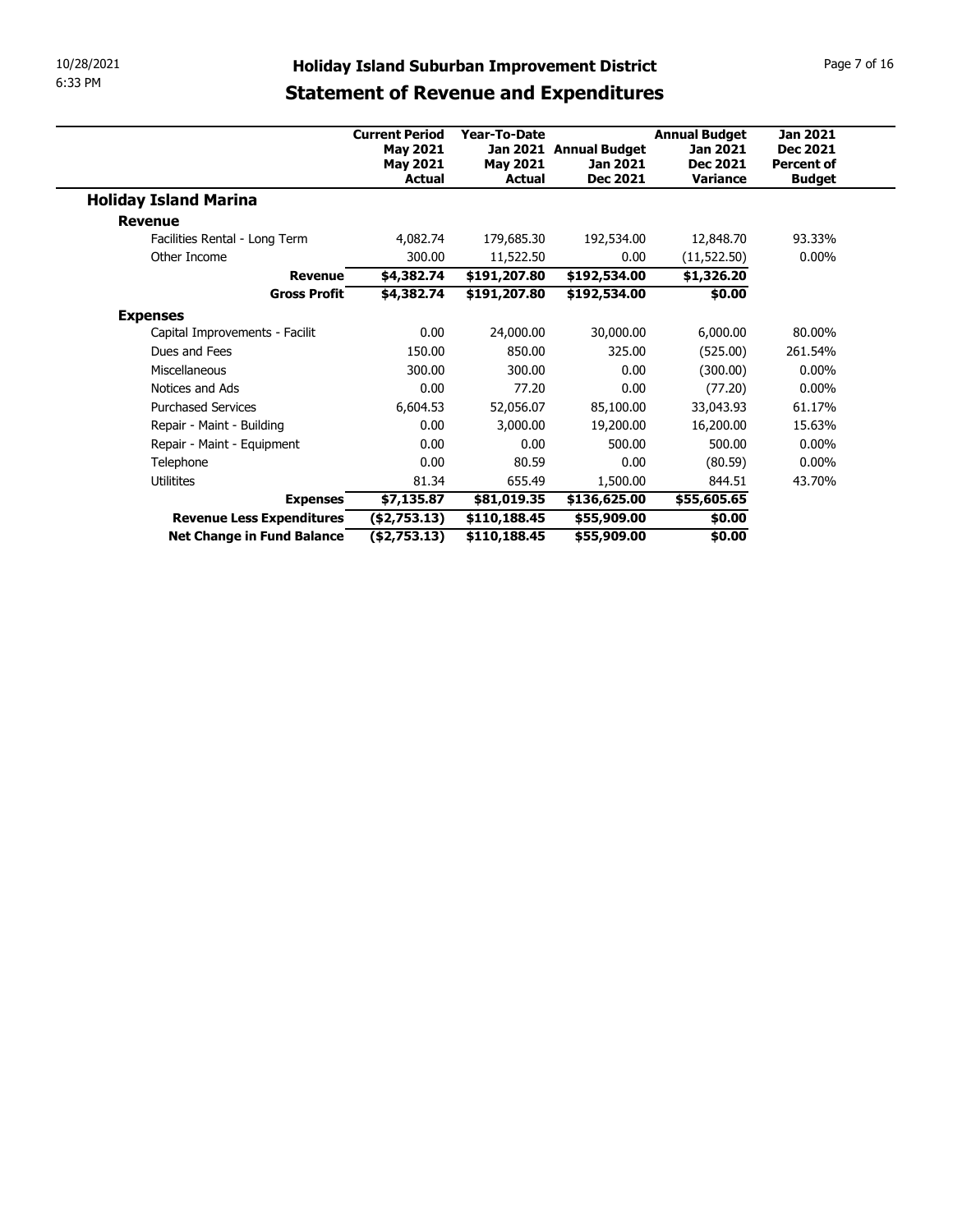# Holiday Island Suburban Improvement District

## Statement of Revenue and Expenditures

| | Current Period May 2021 May 2021 Actual | Year-To-Date Jan 2021 May 2021 Actual | Annual Budget Jan 2021 Dec 2021 | Annual Budget Jan 2021 Dec 2021 Variance | Jan 2021 Dec 2021 Percent of Budget |
|---|---|---|---|---|---|
| **Holiday Island Marina** | | | | | |
| **Revenue** | | | | | |
| Facilities Rental - Long Term | 4,082.74 | 179,685.30 | 192,534.00 | 12,848.70 | 93.33% |
| Other Income | 300.00 | 11,522.50 | 0.00 | (11,522.50) | 0.00% |
| **Revenue** | **$4,382.74** | **$191,207.80** | **$192,534.00** | **$1,326.20** | |
| **Gross Profit** | **$4,382.74** | **$191,207.80** | **$192,534.00** | **$0.00** | |
| **Expenses** | | | | | |
| Capital Improvements - Facilit | 0.00 | 24,000.00 | 30,000.00 | 6,000.00 | 80.00% |
| Dues and Fees | 150.00 | 850.00 | 325.00 | (525.00) | 261.54% |
| Miscellaneous | 300.00 | 300.00 | 0.00 | (300.00) | 0.00% |
| Notices and Ads | 0.00 | 77.20 | 0.00 | (77.20) | 0.00% |
| Purchased Services | 6,604.53 | 52,056.07 | 85,100.00 | 33,043.93 | 61.17% |
| Repair - Maint - Building | 0.00 | 3,000.00 | 19,200.00 | 16,200.00 | 15.63% |
| Repair - Maint - Equipment | 0.00 | 0.00 | 500.00 | 500.00 | 0.00% |
| Telephone | 0.00 | 80.59 | 0.00 | (80.59) | 0.00% |
| Utilitites | 81.34 | 655.49 | 1,500.00 | 844.51 | 43.70% |
| **Expenses** | **$7,135.87** | **$81,019.35** | **$136,625.00** | **$55,605.65** | |
| **Revenue Less Expenditures** | **($2,753.13)** | **$110,188.45** | **$55,909.00** | **$0.00** | |
| **Net Change in Fund Balance** | **($2,753.13)** | **$110,188.45** | **$55,909.00** | **$0.00** | |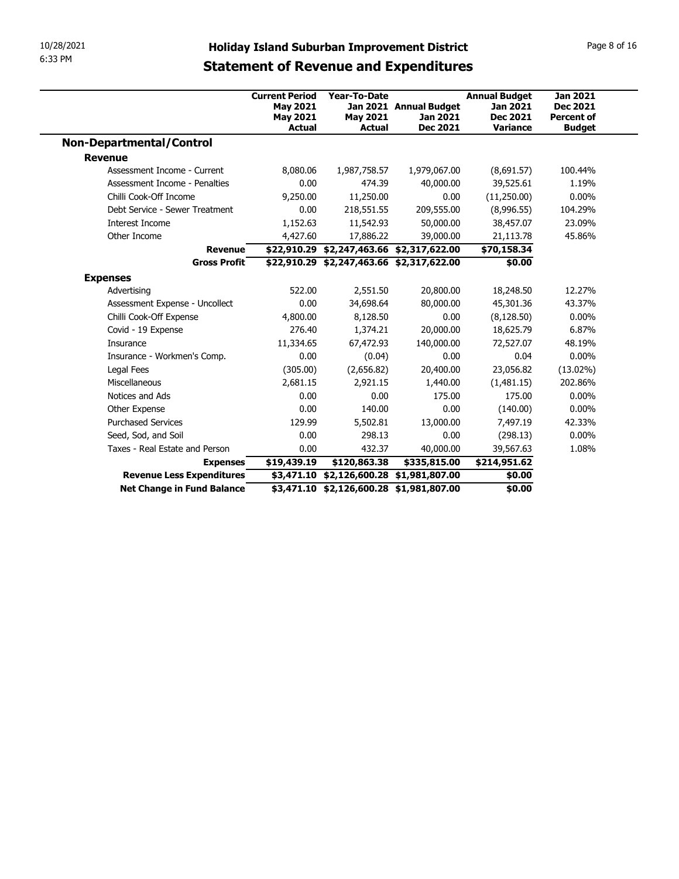# Holiday Island Suburban Improvement District

## Statement of Revenue and Expenditures

| | Current Period May 2021 May 2021 Actual | Year-To-Date Jan 2021 May 2021 Actual | Annual Budget Jan 2021 Dec 2021 | Annual Budget Jan 2021 Dec 2021 Variance | Jan 2021 Dec 2021 Percent of Budget |
|---|---|---|---|---|---|
| **Non-Departmental/Control** | | | | | |
| **Revenue** | | | | | |
| Assessment Income - Current | 8,080.06 | 1,987,758.57 | 1,979,067.00 | (8,691.57) | 100.44% |
| Assessment Income - Penalties | 0.00 | 474.39 | 40,000.00 | 39,525.61 | 1.19% |
| Chilli Cook-Off Income | 9,250.00 | 11,250.00 | 0.00 | (11,250.00) | 0.00% |
| Debt Service - Sewer Treatment | 0.00 | 218,551.55 | 209,555.00 | (8,996.55) | 104.29% |
| Interest Income | 1,152.63 | 11,542.93 | 50,000.00 | 38,457.07 | 23.09% |
| Other Income | 4,427.60 | 17,886.22 | 39,000.00 | 21,113.78 | 45.86% |
| **Revenue** | **$22,910.29** | **$2,247,463.66** | **$2,317,622.00** | **$70,158.34** | |
| **Gross Profit** | **$22,910.29** | **$2,247,463.66** | **$2,317,622.00** | **$0.00** | |
| **Expenses** | | | | | |
| Advertising | 522.00 | 2,551.50 | 20,800.00 | 18,248.50 | 12.27% |
| Assessment Expense - Uncollect | 0.00 | 34,698.64 | 80,000.00 | 45,301.36 | 43.37% |
| Chilli Cook-Off Expense | 4,800.00 | 8,128.50 | 0.00 | (8,128.50) | 0.00% |
| Covid - 19 Expense | 276.40 | 1,374.21 | 20,000.00 | 18,625.79 | 6.87% |
| Insurance | 11,334.65 | 67,472.93 | 140,000.00 | 72,527.07 | 48.19% |
| Insurance - Workmen's Comp. | 0.00 | (0.04) | 0.00 | 0.04 | 0.00% |
| Legal Fees | (305.00) | (2,656.82) | 20,400.00 | 23,056.82 | (13.02%) |
| Miscellaneous | 2,681.15 | 2,921.15 | 1,440.00 | (1,481.15) | 202.86% |
| Notices and Ads | 0.00 | 0.00 | 175.00 | 175.00 | 0.00% |
| Other Expense | 0.00 | 140.00 | 0.00 | (140.00) | 0.00% |
| Purchased Services | 129.99 | 5,502.81 | 13,000.00 | 7,497.19 | 42.33% |
| Seed, Sod, and Soil | 0.00 | 298.13 | 0.00 | (298.13) | 0.00% |
| Taxes - Real Estate and Person | 0.00 | 432.37 | 40,000.00 | 39,567.63 | 1.08% |
| **Expenses** | **$19,439.19** | **$120,863.38** | **$335,815.00** | **$214,951.62** | |
| **Revenue Less Expenditures** | **$3,471.10** | **$2,126,600.28** | **$1,981,807.00** | **$0.00** | |
| **Net Change in Fund Balance** | **$3,471.10** | **$2,126,600.28** | **$1,981,807.00** | **$0.00** | |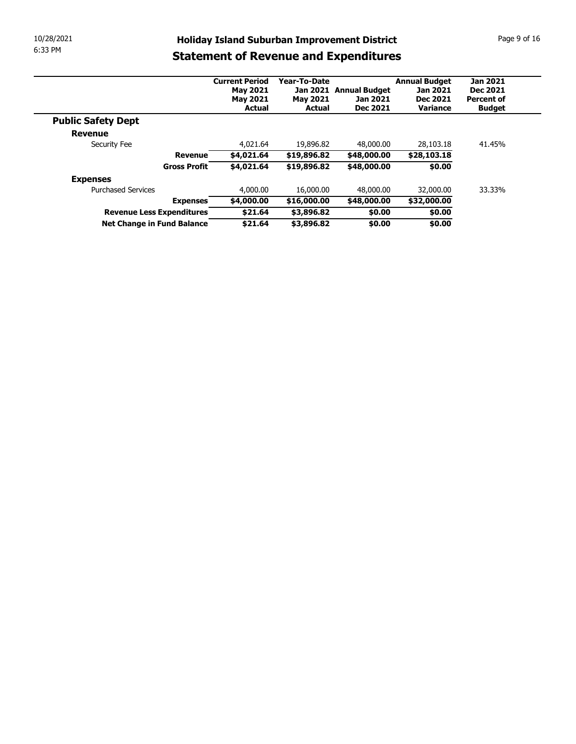# Holiday Island Suburban Improvement District

## Statement of Revenue and Expenditures

| | Current Period May 2021 May 2021 Actual | Year-To-Date Jan 2021 May 2021 Actual | Annual Budget Jan 2021 Dec 2021 | Annual Budget Jan 2021 Dec 2021 Variance | Jan 2021 Dec 2021 Percent of Budget |
|---|---|---|---|---|---|
| **Public Safety Dept** | | | | | |
| **Revenue** | | | | | |
| Security Fee | 4,021.64 | 19,896.82 | 48,000.00 | 28,103.18 | 41.45% |
| **Revenue** | **$4,021.64** | **$19,896.82** | **$48,000.00** | **$28,103.18** | |
| **Gross Profit** | **$4,021.64** | **$19,896.82** | **$48,000.00** | **$0.00** | |
| **Expenses** | | | | | |
| Purchased Services | 4,000.00 | 16,000.00 | 48,000.00 | 32,000.00 | 33.33% |
| **Expenses** | **$4,000.00** | **$16,000.00** | **$48,000.00** | **$32,000.00** | |
| **Revenue Less Expenditures** | **$21.64** | **$3,896.82** | **$0.00** | **$0.00** | |
| **Net Change in Fund Balance** | **$21.64** | **$3,896.82** | **$0.00** | **$0.00** | |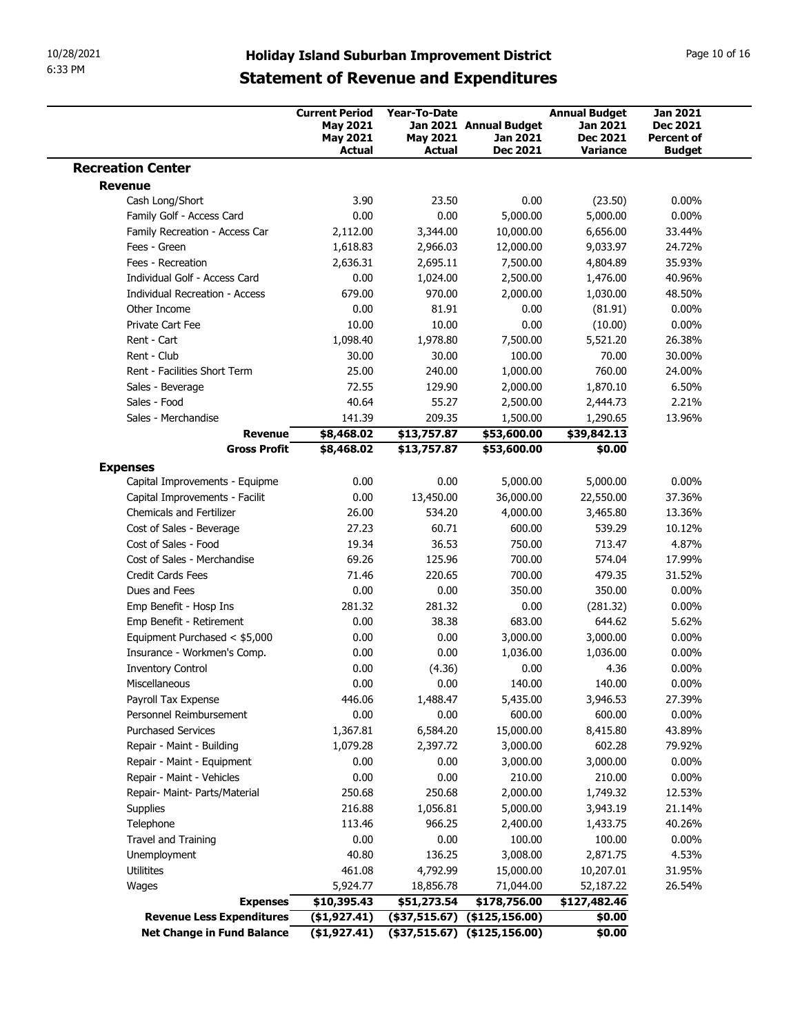# Holiday Island Suburban Improvement District

## Statement of Revenue and Expenditures

| | Current Period May 2021 May 2021 Actual | Year-To-Date Jan 2021 May 2021 Actual | Annual Budget Jan 2021 Dec 2021 | Annual Budget Jan 2021 Dec 2021 Variance | Jan 2021 Dec 2021 Percent of Budget |
|---|---|---|---|---|---|
| **Recreation Center** | | | | | |
| **Revenue** | | | | | |
| Cash Long/Short | 3.90 | 23.50 | 0.00 | (23.50) | 0.00% |
| Family Golf - Access Card | 0.00 | 0.00 | 5,000.00 | 5,000.00 | 0.00% |
| Family Recreation - Access Car | 2,112.00 | 3,344.00 | 10,000.00 | 6,656.00 | 33.44% |
| Fees - Green | 1,618.83 | 2,966.03 | 12,000.00 | 9,033.97 | 24.72% |
| Fees - Recreation | 2,636.31 | 2,695.11 | 7,500.00 | 4,804.89 | 35.93% |
| Individual Golf - Access Card | 0.00 | 1,024.00 | 2,500.00 | 1,476.00 | 40.96% |
| Individual Recreation - Access | 679.00 | 970.00 | 2,000.00 | 1,030.00 | 48.50% |
| Other Income | 0.00 | 81.91 | 0.00 | (81.91) | 0.00% |
| Private Cart Fee | 10.00 | 10.00 | 0.00 | (10.00) | 0.00% |
| Rent - Cart | 1,098.40 | 1,978.80 | 7,500.00 | 5,521.20 | 26.38% |
| Rent - Club | 30.00 | 30.00 | 100.00 | 70.00 | 30.00% |
| Rent - Facilities Short Term | 25.00 | 240.00 | 1,000.00 | 760.00 | 24.00% |
| Sales - Beverage | 72.55 | 129.90 | 2,000.00 | 1,870.10 | 6.50% |
| Sales - Food | 40.64 | 55.27 | 2,500.00 | 2,444.73 | 2.21% |
| Sales - Merchandise | 141.39 | 209.35 | 1,500.00 | 1,290.65 | 13.96% |
| **Revenue** | **$8,468.02** | **$13,757.87** | **$53,600.00** | **$39,842.13** | |
| **Gross Profit** | **$8,468.02** | **$13,757.87** | **$53,600.00** | **$0.00** | |
| **Expenses** | | | | | |
| Capital Improvements - Equipme | 0.00 | 0.00 | 5,000.00 | 5,000.00 | 0.00% |
| Capital Improvements - Facilit | 0.00 | 13,450.00 | 36,000.00 | 22,550.00 | 37.36% |
| Chemicals and Fertilizer | 26.00 | 534.20 | 4,000.00 | 3,465.80 | 13.36% |
| Cost of Sales - Beverage | 27.23 | 60.71 | 600.00 | 539.29 | 10.12% |
| Cost of Sales - Food | 19.34 | 36.53 | 750.00 | 713.47 | 4.87% |
| Cost of Sales - Merchandise | 69.26 | 125.96 | 700.00 | 574.04 | 17.99% |
| Credit Cards Fees | 71.46 | 220.65 | 700.00 | 479.35 | 31.52% |
| Dues and Fees | 0.00 | 0.00 | 350.00 | 350.00 | 0.00% |
| Emp Benefit - Hosp Ins | 281.32 | 281.32 | 0.00 | (281.32) | 0.00% |
| Emp Benefit - Retirement | 0.00 | 38.38 | 683.00 | 644.62 | 5.62% |
| Equipment Purchased < $5,000 | 0.00 | 0.00 | 3,000.00 | 3,000.00 | 0.00% |
| Insurance - Workmen's Comp. | 0.00 | 0.00 | 1,036.00 | 1,036.00 | 0.00% |
| Inventory Control | 0.00 | (4.36) | 0.00 | 4.36 | 0.00% |
| Miscellaneous | 0.00 | 0.00 | 140.00 | 140.00 | 0.00% |
| Payroll Tax Expense | 446.06 | 1,488.47 | 5,435.00 | 3,946.53 | 27.39% |
| Personnel Reimbursement | 0.00 | 0.00 | 600.00 | 600.00 | 0.00% |
| Purchased Services | 1,367.81 | 6,584.20 | 15,000.00 | 8,415.80 | 43.89% |
| Repair - Maint - Building | 1,079.28 | 2,397.72 | 3,000.00 | 602.28 | 79.92% |
| Repair - Maint - Equipment | 0.00 | 0.00 | 3,000.00 | 3,000.00 | 0.00% |
| Repair - Maint - Vehicles | 0.00 | 0.00 | 210.00 | 210.00 | 0.00% |
| Repair- Maint- Parts/Material | 250.68 | 250.68 | 2,000.00 | 1,749.32 | 12.53% |
| Supplies | 216.88 | 1,056.81 | 5,000.00 | 3,943.19 | 21.14% |
| Telephone | 113.46 | 966.25 | 2,400.00 | 1,433.75 | 40.26% |
| Travel and Training | 0.00 | 0.00 | 100.00 | 100.00 | 0.00% |
| Unemployment | 40.80 | 136.25 | 3,008.00 | 2,871.75 | 4.53% |
| Utilitites | 461.08 | 4,792.99 | 15,000.00 | 10,207.01 | 31.95% |
| Wages | 5,924.77 | 18,856.78 | 71,044.00 | 52,187.22 | 26.54% |
| **Expenses** | **$10,395.43** | **$51,273.54** | **$178,756.00** | **$127,482.46** | |
| **Revenue Less Expenditures** | **($1,927.41)** | **($37,515.67)** | **($125,156.00)** | **$0.00** | |
| **Net Change in Fund Balance** | **($1,927.41)** | **($37,515.67)** | **($125,156.00)** | **$0.00** | |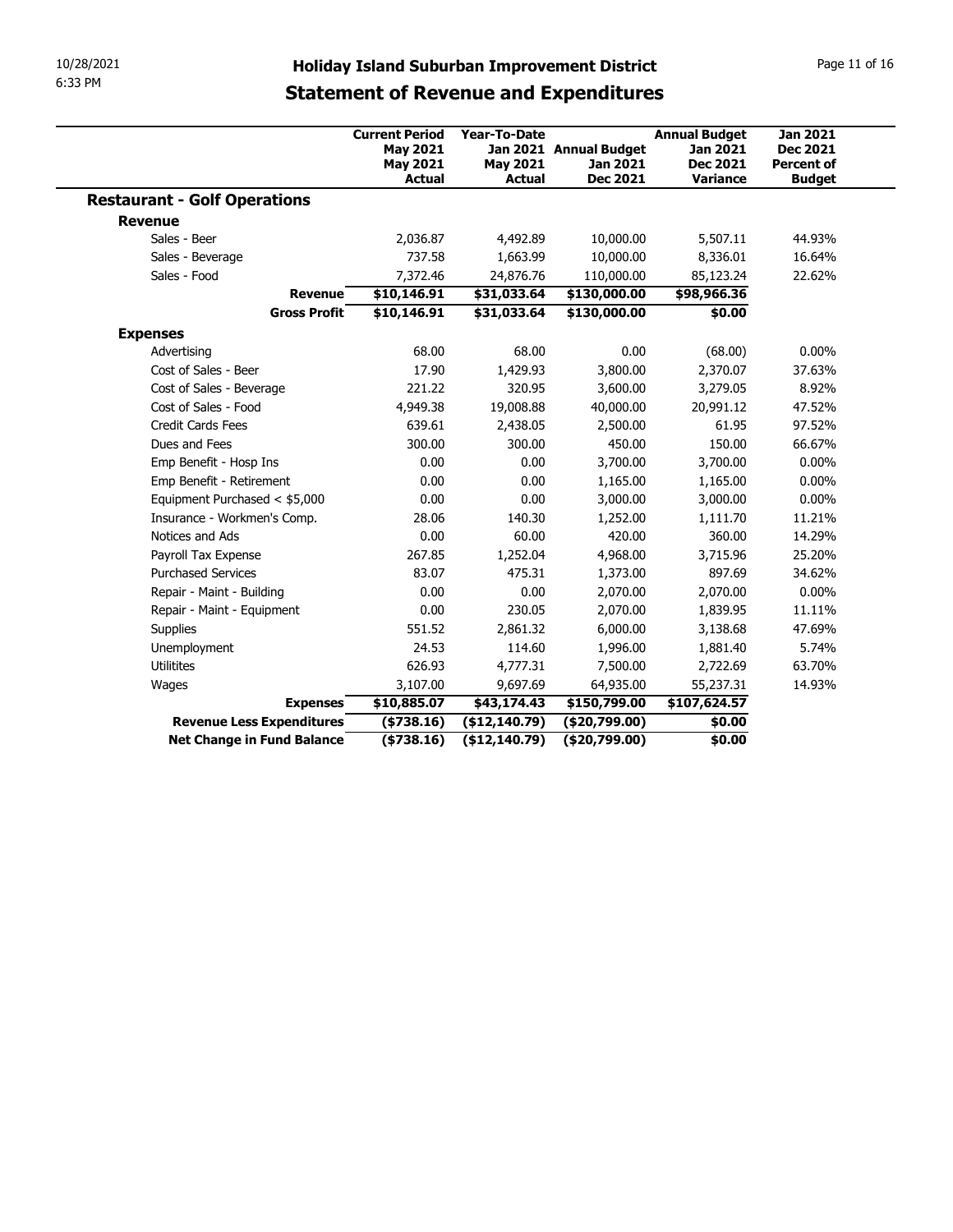# Holiday Island Suburban Improvement District

## Statement of Revenue and Expenditures

| | Current Period May 2021 May 2021 Actual | Year-To-Date Jan 2021 May 2021 Actual | Annual Budget Jan 2021 Dec 2021 | Annual Budget Jan 2021 Dec 2021 Variance | Jan 2021 Dec 2021 Percent of Budget |
|---|---|---|---|---|---|
| **Restaurant - Golf Operations** | | | | | |
| **Revenue** | | | | | |
| Sales - Beer | 2,036.87 | 4,492.89 | 10,000.00 | 5,507.11 | 44.93% |
| Sales - Beverage | 737.58 | 1,663.99 | 10,000.00 | 8,336.01 | 16.64% |
| Sales - Food | 7,372.46 | 24,876.76 | 110,000.00 | 85,123.24 | 22.62% |
| **Revenue** | **$10,146.91** | **$31,033.64** | **$130,000.00** | **$98,966.36** | |
| **Gross Profit** | **$10,146.91** | **$31,033.64** | **$130,000.00** | **$0.00** | |
| **Expenses** | | | | | |
| Advertising | 68.00 | 68.00 | 0.00 | (68.00) | 0.00% |
| Cost of Sales - Beer | 17.90 | 1,429.93 | 3,800.00 | 2,370.07 | 37.63% |
| Cost of Sales - Beverage | 221.22 | 320.95 | 3,600.00 | 3,279.05 | 8.92% |
| Cost of Sales - Food | 4,949.38 | 19,008.88 | 40,000.00 | 20,991.12 | 47.52% |
| Credit Cards Fees | 639.61 | 2,438.05 | 2,500.00 | 61.95 | 97.52% |
| Dues and Fees | 300.00 | 300.00 | 450.00 | 150.00 | 66.67% |
| Emp Benefit - Hosp Ins | 0.00 | 0.00 | 3,700.00 | 3,700.00 | 0.00% |
| Emp Benefit - Retirement | 0.00 | 0.00 | 1,165.00 | 1,165.00 | 0.00% |
| Equipment Purchased < $5,000 | 0.00 | 0.00 | 3,000.00 | 3,000.00 | 0.00% |
| Insurance - Workmen's Comp. | 28.06 | 140.30 | 1,252.00 | 1,111.70 | 11.21% |
| Notices and Ads | 0.00 | 60.00 | 420.00 | 360.00 | 14.29% |
| Payroll Tax Expense | 267.85 | 1,252.04 | 4,968.00 | 3,715.96 | 25.20% |
| Purchased Services | 83.07 | 475.31 | 1,373.00 | 897.69 | 34.62% |
| Repair - Maint - Building | 0.00 | 0.00 | 2,070.00 | 2,070.00 | 0.00% |
| Repair - Maint - Equipment | 0.00 | 230.05 | 2,070.00 | 1,839.95 | 11.11% |
| Supplies | 551.52 | 2,861.32 | 6,000.00 | 3,138.68 | 47.69% |
| Unemployment | 24.53 | 114.60 | 1,996.00 | 1,881.40 | 5.74% |
| Utilitites | 626.93 | 4,777.31 | 7,500.00 | 2,722.69 | 63.70% |
| Wages | 3,107.00 | 9,697.69 | 64,935.00 | 55,237.31 | 14.93% |
| **Expenses** | **$10,885.07** | **$43,174.43** | **$150,799.00** | **$107,624.57** | |
| **Revenue Less Expenditures** | **($738.16)** | **($12,140.79)** | **($20,799.00)** | **$0.00** | |
| **Net Change in Fund Balance** | **($738.16)** | **($12,140.79)** | **($20,799.00)** | **$0.00** | |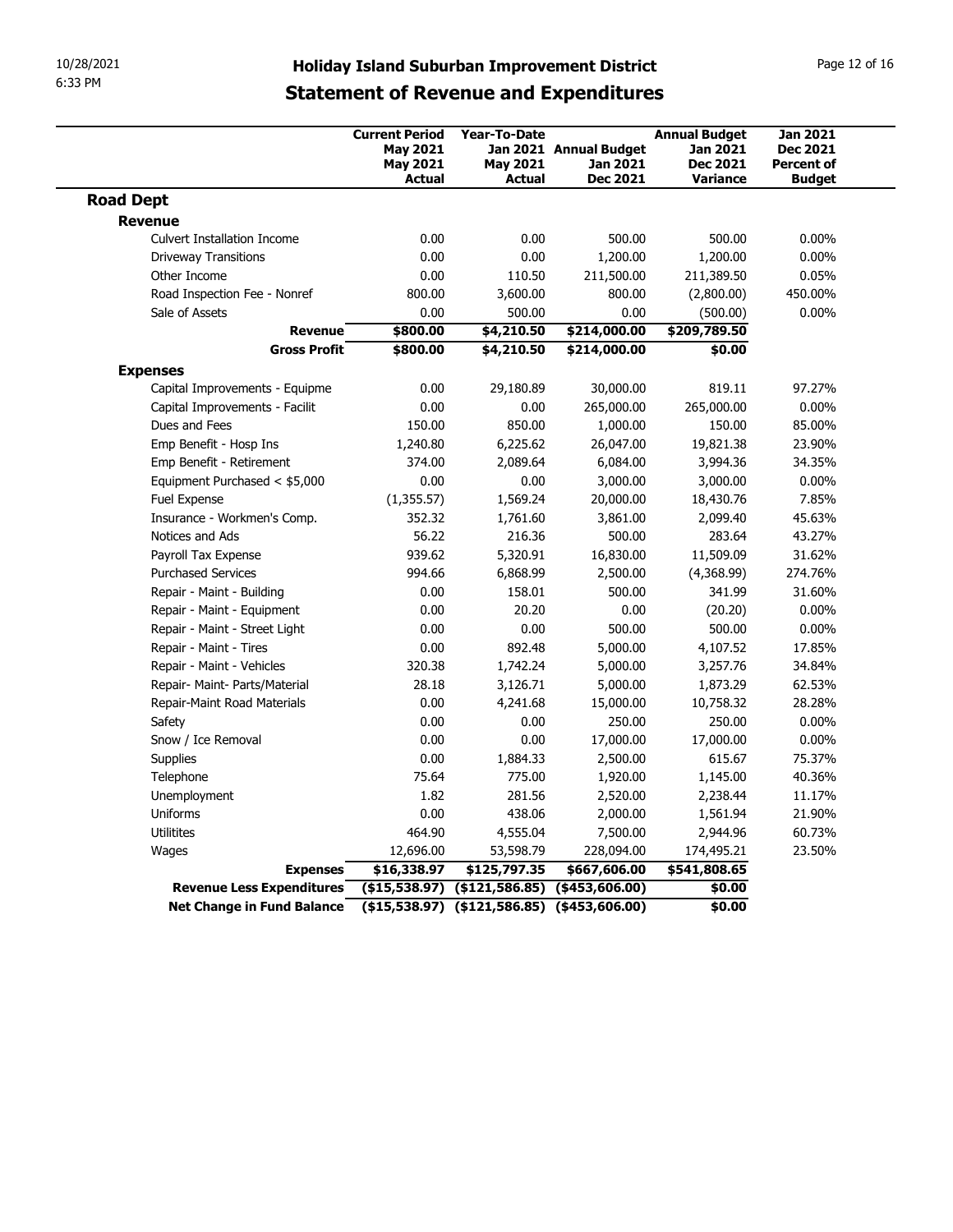# Holiday Island Suburban Improvement District

## Statement of Revenue and Expenditures

| | Current Period May 2021 May 2021 Actual | Year-To-Date Jan 2021 May 2021 Actual | Annual Budget Jan 2021 Dec 2021 | Annual Budget Jan 2021 Dec 2021 Variance | Jan 2021 Dec 2021 Percent of Budget |
|---|---|---|---|---|---|
| **Road Dept** | | | | | |
| **Revenue** | | | | | |
| Culvert Installation Income | 0.00 | 0.00 | 500.00 | 500.00 | 0.00% |
| Driveway Transitions | 0.00 | 0.00 | 1,200.00 | 1,200.00 | 0.00% |
| Other Income | 0.00 | 110.50 | 211,500.00 | 211,389.50 | 0.05% |
| Road Inspection Fee - Nonref | 800.00 | 3,600.00 | 800.00 | (2,800.00) | 450.00% |
| Sale of Assets | 0.00 | 500.00 | 0.00 | (500.00) | 0.00% |
| **Revenue** | **$800.00** | **$4,210.50** | **$214,000.00** | **$209,789.50** | |
| **Gross Profit** | **$800.00** | **$4,210.50** | **$214,000.00** | **$0.00** | |
| **Expenses** | | | | | |
| Capital Improvements - Equipme | 0.00 | 29,180.89 | 30,000.00 | 819.11 | 97.27% |
| Capital Improvements - Facilit | 0.00 | 0.00 | 265,000.00 | 265,000.00 | 0.00% |
| Dues and Fees | 150.00 | 850.00 | 1,000.00 | 150.00 | 85.00% |
| Emp Benefit - Hosp Ins | 1,240.80 | 6,225.62 | 26,047.00 | 19,821.38 | 23.90% |
| Emp Benefit - Retirement | 374.00 | 2,089.64 | 6,084.00 | 3,994.36 | 34.35% |
| Equipment Purchased < $5,000 | 0.00 | 0.00 | 3,000.00 | 3,000.00 | 0.00% |
| Fuel Expense | (1,355.57) | 1,569.24 | 20,000.00 | 18,430.76 | 7.85% |
| Insurance - Workmen's Comp. | 352.32 | 1,761.60 | 3,861.00 | 2,099.40 | 45.63% |
| Notices and Ads | 56.22 | 216.36 | 500.00 | 283.64 | 43.27% |
| Payroll Tax Expense | 939.62 | 5,320.91 | 16,830.00 | 11,509.09 | 31.62% |
| Purchased Services | 994.66 | 6,868.99 | 2,500.00 | (4,368.99) | 274.76% |
| Repair - Maint - Building | 0.00 | 158.01 | 500.00 | 341.99 | 31.60% |
| Repair - Maint - Equipment | 0.00 | 20.20 | 0.00 | (20.20) | 0.00% |
| Repair - Maint - Street Light | 0.00 | 0.00 | 500.00 | 500.00 | 0.00% |
| Repair - Maint - Tires | 0.00 | 892.48 | 5,000.00 | 4,107.52 | 17.85% |
| Repair - Maint - Vehicles | 320.38 | 1,742.24 | 5,000.00 | 3,257.76 | 34.84% |
| Repair- Maint- Parts/Material | 28.18 | 3,126.71 | 5,000.00 | 1,873.29 | 62.53% |
| Repair-Maint Road Materials | 0.00 | 4,241.68 | 15,000.00 | 10,758.32 | 28.28% |
| Safety | 0.00 | 0.00 | 250.00 | 250.00 | 0.00% |
| Snow / Ice Removal | 0.00 | 0.00 | 17,000.00 | 17,000.00 | 0.00% |
| Supplies | 0.00 | 1,884.33 | 2,500.00 | 615.67 | 75.37% |
| Telephone | 75.64 | 775.00 | 1,920.00 | 1,145.00 | 40.36% |
| Unemployment | 1.82 | 281.56 | 2,520.00 | 2,238.44 | 11.17% |
| Uniforms | 0.00 | 438.06 | 2,000.00 | 1,561.94 | 21.90% |
| Utilitites | 464.90 | 4,555.04 | 7,500.00 | 2,944.96 | 60.73% |
| Wages | 12,696.00 | 53,598.79 | 228,094.00 | 174,495.21 | 23.50% |
| **Expenses** | **$16,338.97** | **$125,797.35** | **$667,606.00** | **$541,808.65** | |
| **Revenue Less Expenditures** | **($15,538.97)** | **($121,586.85)** | **($453,606.00)** | **$0.00** | |
| **Net Change in Fund Balance** | **($15,538.97)** | **($121,586.85)** | **($453,606.00)** | **$0.00** | |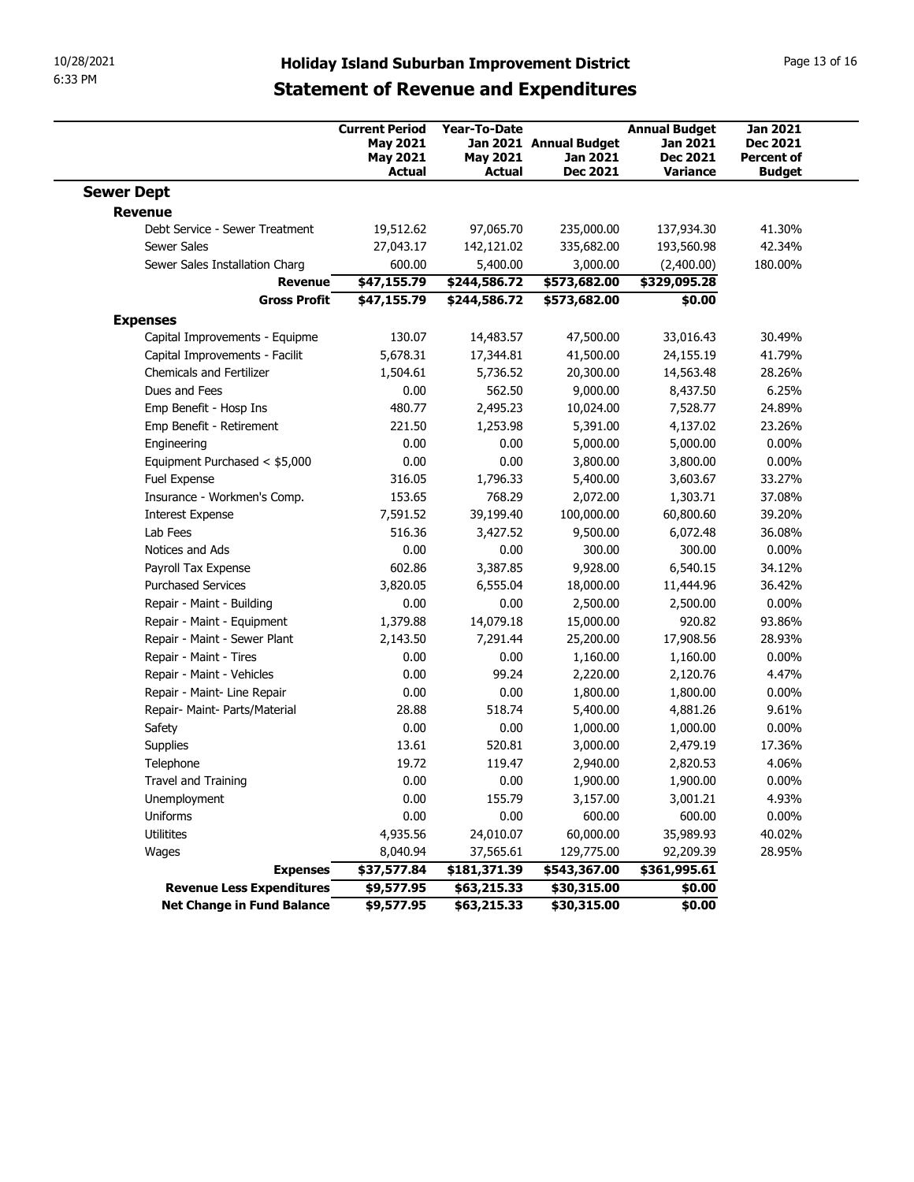# Holiday Island Suburban Improvement District

## Statement of Revenue and Expenditures

| | Current Period May 2021 May 2021 Actual | Year-To-Date Jan 2021 May 2021 Actual | Annual Budget Jan 2021 Dec 2021 | Annual Budget Jan 2021 Dec 2021 Variance | Jan 2021 Dec 2021 Percent of Budget |
|---|---|---|---|---|---|
| **Sewer Dept** | | | | | |
| **Revenue** | | | | | |
| Debt Service - Sewer Treatment | 19,512.62 | 97,065.70 | 235,000.00 | 137,934.30 | 41.30% |
| Sewer Sales | 27,043.17 | 142,121.02 | 335,682.00 | 193,560.98 | 42.34% |
| Sewer Sales Installation Charg | 600.00 | 5,400.00 | 3,000.00 | (2,400.00) | 180.00% |
| **Revenue** | **$47,155.79** | **$244,586.72** | **$573,682.00** | **$329,095.28** | |
| **Gross Profit** | **$47,155.79** | **$244,586.72** | **$573,682.00** | **$0.00** | |
| **Expenses** | | | | | |
| Capital Improvements - Equipme | 130.07 | 14,483.57 | 47,500.00 | 33,016.43 | 30.49% |
| Capital Improvements - Facilit | 5,678.31 | 17,344.81 | 41,500.00 | 24,155.19 | 41.79% |
| Chemicals and Fertilizer | 1,504.61 | 5,736.52 | 20,300.00 | 14,563.48 | 28.26% |
| Dues and Fees | 0.00 | 562.50 | 9,000.00 | 8,437.50 | 6.25% |
| Emp Benefit - Hosp Ins | 480.77 | 2,495.23 | 10,024.00 | 7,528.77 | 24.89% |
| Emp Benefit - Retirement | 221.50 | 1,253.98 | 5,391.00 | 4,137.02 | 23.26% |
| Engineering | 0.00 | 0.00 | 5,000.00 | 5,000.00 | 0.00% |
| Equipment Purchased < $5,000 | 0.00 | 0.00 | 3,800.00 | 3,800.00 | 0.00% |
| Fuel Expense | 316.05 | 1,796.33 | 5,400.00 | 3,603.67 | 33.27% |
| Insurance - Workmen's Comp. | 153.65 | 768.29 | 2,072.00 | 1,303.71 | 37.08% |
| Interest Expense | 7,591.52 | 39,199.40 | 100,000.00 | 60,800.60 | 39.20% |
| Lab Fees | 516.36 | 3,427.52 | 9,500.00 | 6,072.48 | 36.08% |
| Notices and Ads | 0.00 | 0.00 | 300.00 | 300.00 | 0.00% |
| Payroll Tax Expense | 602.86 | 3,387.85 | 9,928.00 | 6,540.15 | 34.12% |
| Purchased Services | 3,820.05 | 6,555.04 | 18,000.00 | 11,444.96 | 36.42% |
| Repair - Maint - Building | 0.00 | 0.00 | 2,500.00 | 2,500.00 | 0.00% |
| Repair - Maint - Equipment | 1,379.88 | 14,079.18 | 15,000.00 | 920.82 | 93.86% |
| Repair - Maint - Sewer Plant | 2,143.50 | 7,291.44 | 25,200.00 | 17,908.56 | 28.93% |
| Repair - Maint - Tires | 0.00 | 0.00 | 1,160.00 | 1,160.00 | 0.00% |
| Repair - Maint - Vehicles | 0.00 | 99.24 | 2,220.00 | 2,120.76 | 4.47% |
| Repair - Maint- Line Repair | 0.00 | 0.00 | 1,800.00 | 1,800.00 | 0.00% |
| Repair- Maint- Parts/Material | 28.88 | 518.74 | 5,400.00 | 4,881.26 | 9.61% |
| Safety | 0.00 | 0.00 | 1,000.00 | 1,000.00 | 0.00% |
| Supplies | 13.61 | 520.81 | 3,000.00 | 2,479.19 | 17.36% |
| Telephone | 19.72 | 119.47 | 2,940.00 | 2,820.53 | 4.06% |
| Travel and Training | 0.00 | 0.00 | 1,900.00 | 1,900.00 | 0.00% |
| Unemployment | 0.00 | 155.79 | 3,157.00 | 3,001.21 | 4.93% |
| Uniforms | 0.00 | 0.00 | 600.00 | 600.00 | 0.00% |
| Utilitites | 4,935.56 | 24,010.07 | 60,000.00 | 35,989.93 | 40.02% |
| Wages | 8,040.94 | 37,565.61 | 129,775.00 | 92,209.39 | 28.95% |
| **Expenses** | **$37,577.84** | **$181,371.39** | **$543,367.00** | **$361,995.61** | |
| **Revenue Less Expenditures** | **$9,577.95** | **$63,215.33** | **$30,315.00** | **$0.00** | |
| **Net Change in Fund Balance** | **$9,577.95** | **$63,215.33** | **$30,315.00** | **$0.00** | |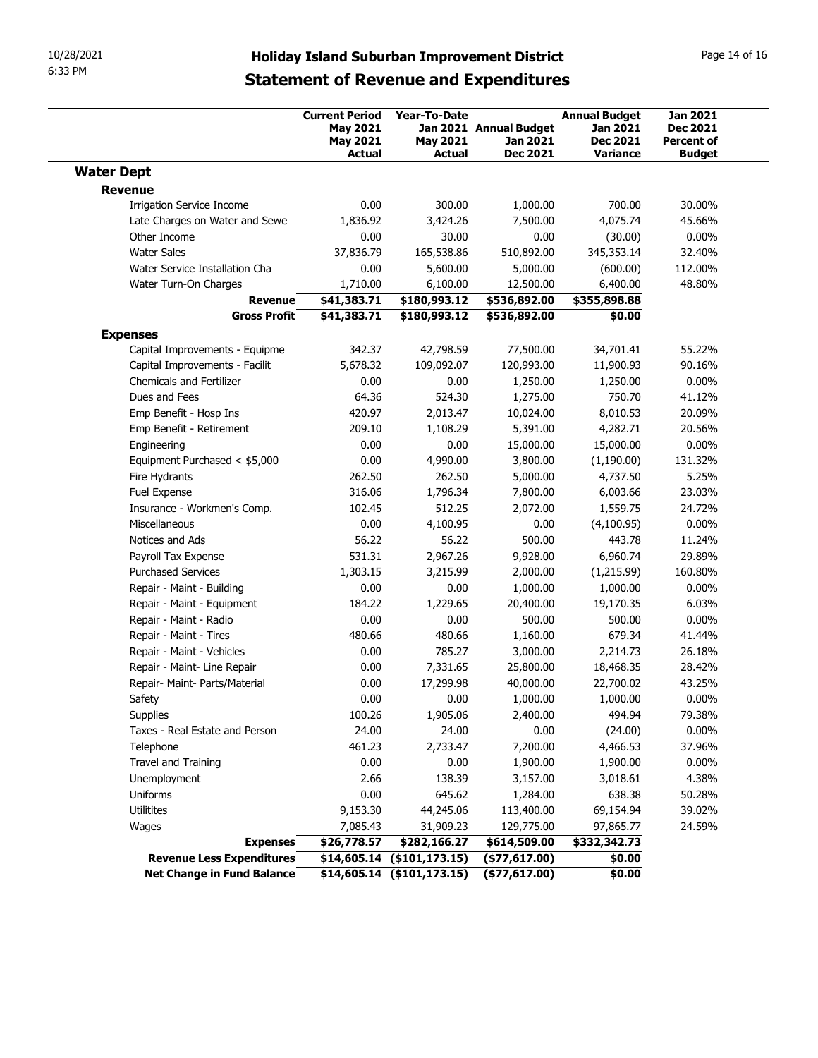# Holiday Island Suburban Improvement District

## Statement of Revenue and Expenditures

| | Current Period May 2021 May 2021 Actual | Year-To-Date Jan 2021 May 2021 Actual | Annual Budget Jan 2021 Dec 2021 | Annual Budget Jan 2021 Dec 2021 Variance | Jan 2021 Dec 2021 Percent of Budget |
|---|---|---|---|---|---|
| **Water Dept** | | | | | |
| **Revenue** | | | | | |
| Irrigation Service Income | 0.00 | 300.00 | 1,000.00 | 700.00 | 30.00% |
| Late Charges on Water and Sewe | 1,836.92 | 3,424.26 | 7,500.00 | 4,075.74 | 45.66% |
| Other Income | 0.00 | 30.00 | 0.00 | (30.00) | 0.00% |
| Water Sales | 37,836.79 | 165,538.86 | 510,892.00 | 345,353.14 | 32.40% |
| Water Service Installation Cha | 0.00 | 5,600.00 | 5,000.00 | (600.00) | 112.00% |
| Water Turn-On Charges | 1,710.00 | 6,100.00 | 12,500.00 | 6,400.00 | 48.80% |
| **Revenue** | **$41,383.71** | **$180,993.12** | **$536,892.00** | **$355,898.88** | |
| **Gross Profit** | **$41,383.71** | **$180,993.12** | **$536,892.00** | **$0.00** | |
| **Expenses** | | | | | |
| Capital Improvements - Equipme | 342.37 | 42,798.59 | 77,500.00 | 34,701.41 | 55.22% |
| Capital Improvements - Facilit | 5,678.32 | 109,092.07 | 120,993.00 | 11,900.93 | 90.16% |
| Chemicals and Fertilizer | 0.00 | 0.00 | 1,250.00 | 1,250.00 | 0.00% |
| Dues and Fees | 64.36 | 524.30 | 1,275.00 | 750.70 | 41.12% |
| Emp Benefit - Hosp Ins | 420.97 | 2,013.47 | 10,024.00 | 8,010.53 | 20.09% |
| Emp Benefit - Retirement | 209.10 | 1,108.29 | 5,391.00 | 4,282.71 | 20.56% |
| Engineering | 0.00 | 0.00 | 15,000.00 | 15,000.00 | 0.00% |
| Equipment Purchased < $5,000 | 0.00 | 4,990.00 | 3,800.00 | (1,190.00) | 131.32% |
| Fire Hydrants | 262.50 | 262.50 | 5,000.00 | 4,737.50 | 5.25% |
| Fuel Expense | 316.06 | 1,796.34 | 7,800.00 | 6,003.66 | 23.03% |
| Insurance - Workmen's Comp. | 102.45 | 512.25 | 2,072.00 | 1,559.75 | 24.72% |
| Miscellaneous | 0.00 | 4,100.95 | 0.00 | (4,100.95) | 0.00% |
| Notices and Ads | 56.22 | 56.22 | 500.00 | 443.78 | 11.24% |
| Payroll Tax Expense | 531.31 | 2,967.26 | 9,928.00 | 6,960.74 | 29.89% |
| Purchased Services | 1,303.15 | 3,215.99 | 2,000.00 | (1,215.99) | 160.80% |
| Repair - Maint - Building | 0.00 | 0.00 | 1,000.00 | 1,000.00 | 0.00% |
| Repair - Maint - Equipment | 184.22 | 1,229.65 | 20,400.00 | 19,170.35 | 6.03% |
| Repair - Maint - Radio | 0.00 | 0.00 | 500.00 | 500.00 | 0.00% |
| Repair - Maint - Tires | 480.66 | 480.66 | 1,160.00 | 679.34 | 41.44% |
| Repair - Maint - Vehicles | 0.00 | 785.27 | 3,000.00 | 2,214.73 | 26.18% |
| Repair - Maint- Line Repair | 0.00 | 7,331.65 | 25,800.00 | 18,468.35 | 28.42% |
| Repair- Maint- Parts/Material | 0.00 | 17,299.98 | 40,000.00 | 22,700.02 | 43.25% |
| Safety | 0.00 | 0.00 | 1,000.00 | 1,000.00 | 0.00% |
| Supplies | 100.26 | 1,905.06 | 2,400.00 | 494.94 | 79.38% |
| Taxes - Real Estate and Person | 24.00 | 24.00 | 0.00 | (24.00) | 0.00% |
| Telephone | 461.23 | 2,733.47 | 7,200.00 | 4,466.53 | 37.96% |
| Travel and Training | 0.00 | 0.00 | 1,900.00 | 1,900.00 | 0.00% |
| Unemployment | 2.66 | 138.39 | 3,157.00 | 3,018.61 | 4.38% |
| Uniforms | 0.00 | 645.62 | 1,284.00 | 638.38 | 50.28% |
| Utilitites | 9,153.30 | 44,245.06 | 113,400.00 | 69,154.94 | 39.02% |
| Wages | 7,085.43 | 31,909.23 | 129,775.00 | 97,865.77 | 24.59% |
| **Expenses** | **$26,778.57** | **$282,166.27** | **$614,509.00** | **$332,342.73** | |
| **Revenue Less Expenditures** | **$14,605.14** | **($101,173.15)** | **($77,617.00)** | **$0.00** | |
| **Net Change in Fund Balance** | **$14,605.14** | **($101,173.15)** | **($77,617.00)** | **$0.00** | |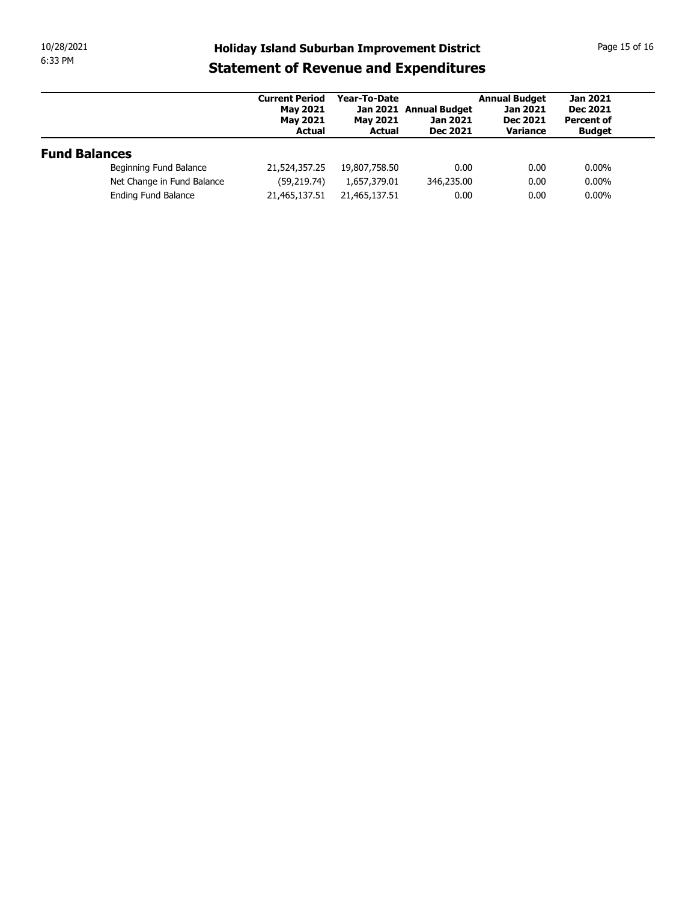# Holiday Island Suburban Improvement District

## Statement of Revenue and Expenditures

| | Current Period May 2021 May 2021 Actual | Year-To-Date Jan 2021 May 2021 Actual | Annual Budget Jan 2021 Dec 2021 | Annual Budget Jan 2021 Dec 2021 Variance | Jan 2021 Dec 2021 Percent of Budget |
|---|---|---|---|---|---|
| **Fund Balances** | | | | | |
| Beginning Fund Balance | 21,524,357.25 | 19,807,758.50 | 0.00 | 0.00 | 0.00% |
| Net Change in Fund Balance | (59,219.74) | 1,657,379.01 | 346,235.00 | 0.00 | 0.00% |
| Ending Fund Balance | 21,465,137.51 | 21,465,137.51 | 0.00 | 0.00 | 0.00% |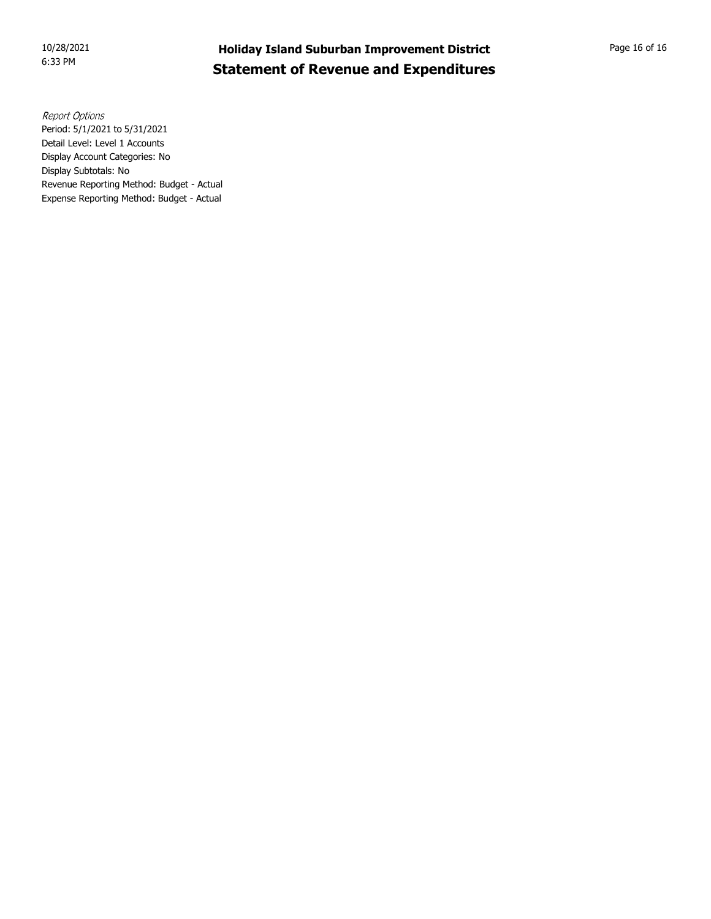*Report Options*
Period: 5/1/2021 to 5/31/2021
Detail Level: Level 1 Accounts
Display Account Categories: No
Display Subtotals: No
Revenue Reporting Method: Budget - Actual
Expense Reporting Method: Budget - Actual